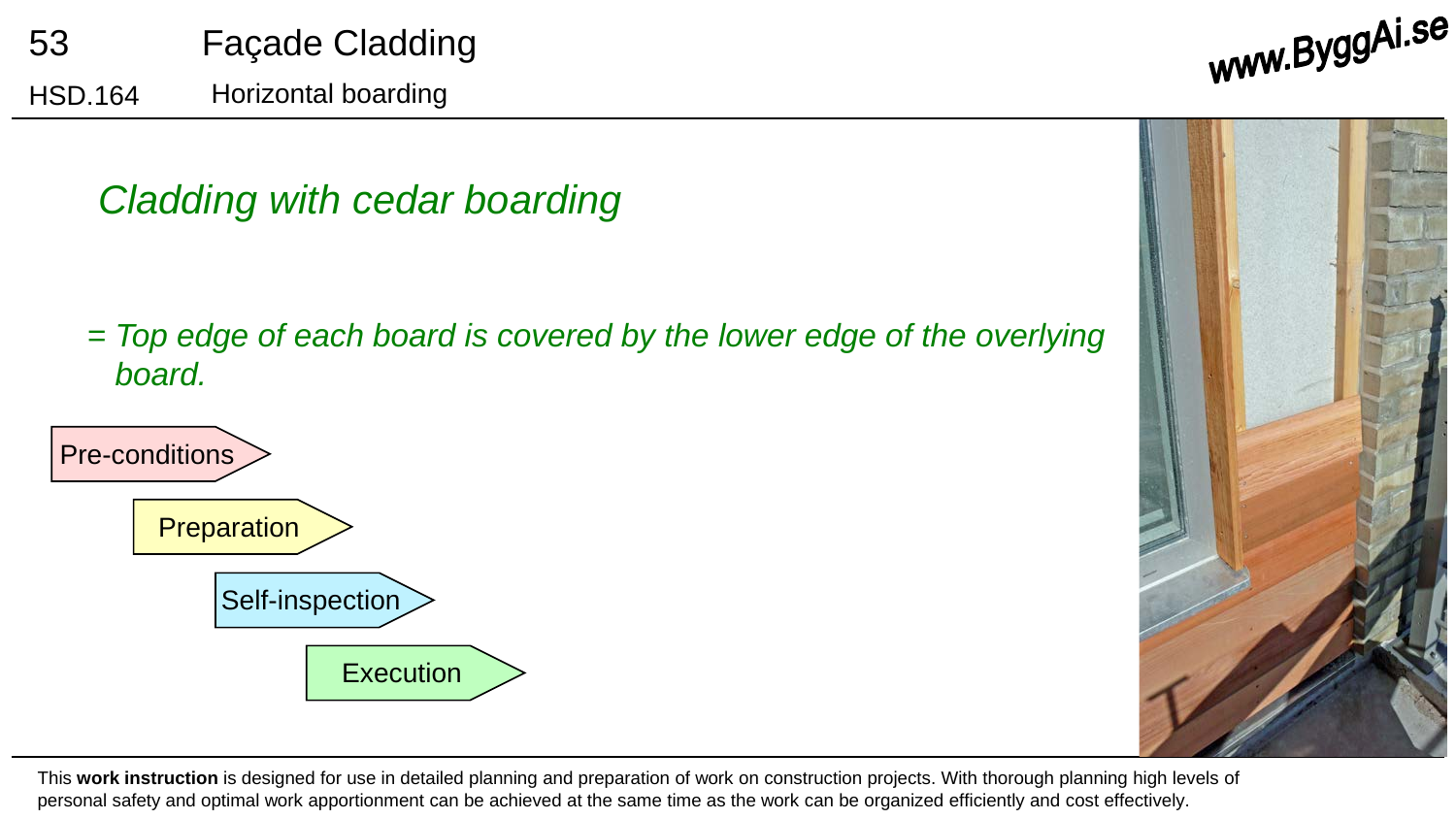# 53 Façade Cladding

## HSD.164 Horizontal boarding

*Cladding with cedar boarding*

*= Top edge of each board is covered by the lower edge of the overlying board.*

- Pre-conditions
- Preparation
- Self-inspection
- Execution

This **work instruction** is designed for use in detailed planning and preparation of work on construction projects. With thorough planning high levels of personal safety and optimal work apportionment can be achieved at the same time as the work can be organized efficiently and cost effectively.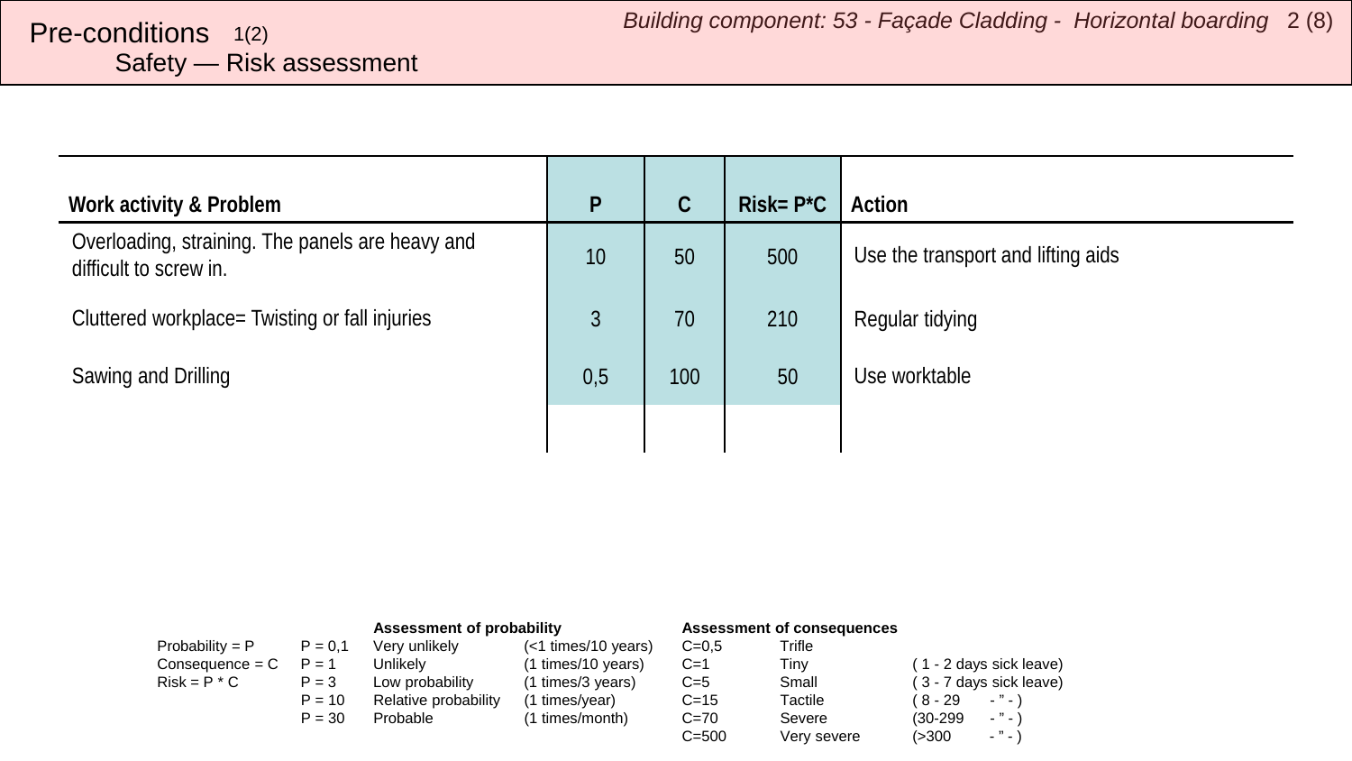# Pre-conditions 1(2)

## Safety — Risk assessment

| Work activity & Problem | P | C | Risk= P*C | Action |
|---|---|---|---|---|
| Overloading, straining. The panels are heavy and difficult to screw in. | 10 | 50 | 500 | Use the transport and lifting aids |
| Cluttered workplace= Twisting or fall injuries | 3 | 70 | 210 | Regular tidying |
| Sawing and Drilling | 0,5 | 100 | 50 | Use worktable |
| | | | | |

| | | **Assessment of probability** | | **Assessment of consequences** | | | |
|---|---|---|---|---|---|---|---|
| Probability = P | P = 0,1 | Very unlikely | (<1 times/10 years) | C=0,5 | Trifle | | |
| Consequence = C | P = 1 | Unlikely | (1 times/10 years) | C=1 | Tiny | ( 1 - 2 days sick leave) | |
| Risk = P * C | P = 3 | Low probability | (1 times/3 years) | C=5 | Small | ( 3 - 7 days sick leave) | |
| | P = 10 | Relative probability | (1 times/year) | C=15 | Tactile | ( 8 - 29 | - " - ) |
| | P = 30 | Probable | (1 times/month) | C=70 | Severe | (30-299 | - " - ) |
| | | | | C=500 | Very severe | (>300 | - " - ) |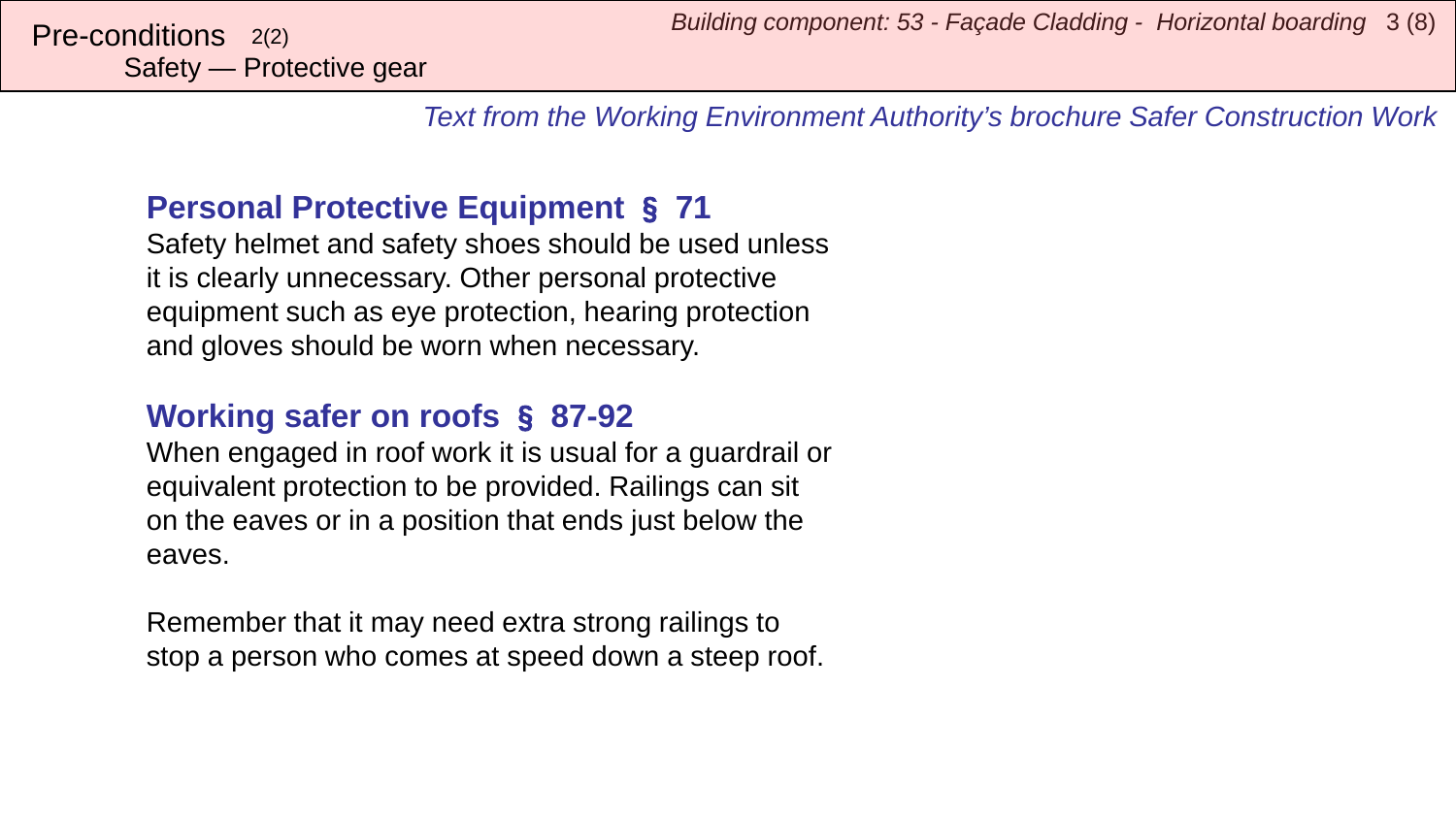## Pre-conditions 2(2)

### Safety — Protective gear

*Text from the Working Environment Authority's brochure Safer Construction Work*

### Personal Protective Equipment § 71

Safety helmet and safety shoes should be used unless it is clearly unnecessary. Other personal protective equipment such as eye protection, hearing protection and gloves should be worn when necessary.

### Working safer on roofs § 87-92

When engaged in roof work it is usual for a guardrail or equivalent protection to be provided. Railings can sit on the eaves or in a position that ends just below the eaves.

Remember that it may need extra strong railings to stop a person who comes at speed down a steep roof.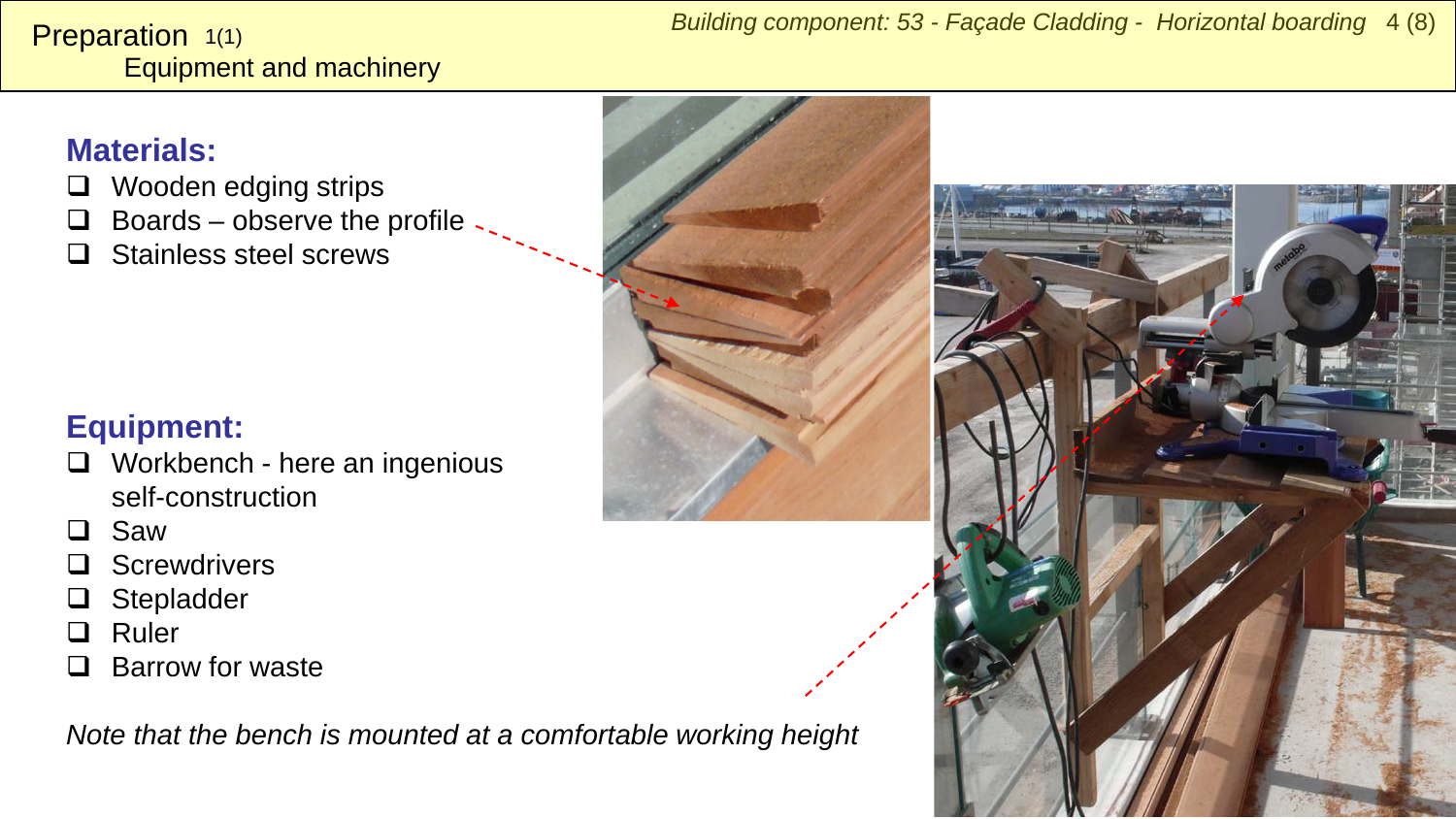# Preparation 1(1)
## Equipment and machinery

### Materials:

- ❑ Wooden edging strips
- ❑ Boards – observe the profile
- ❑ Stainless steel screws

### Equipment:

- ❑ Workbench - here an ingenious self-construction
- ❑ Saw
- ❑ Screwdrivers
- ❑ Stepladder
- ❑ Ruler
- ❑ Barrow for waste

*Note that the bench is mounted at a comfortable working height*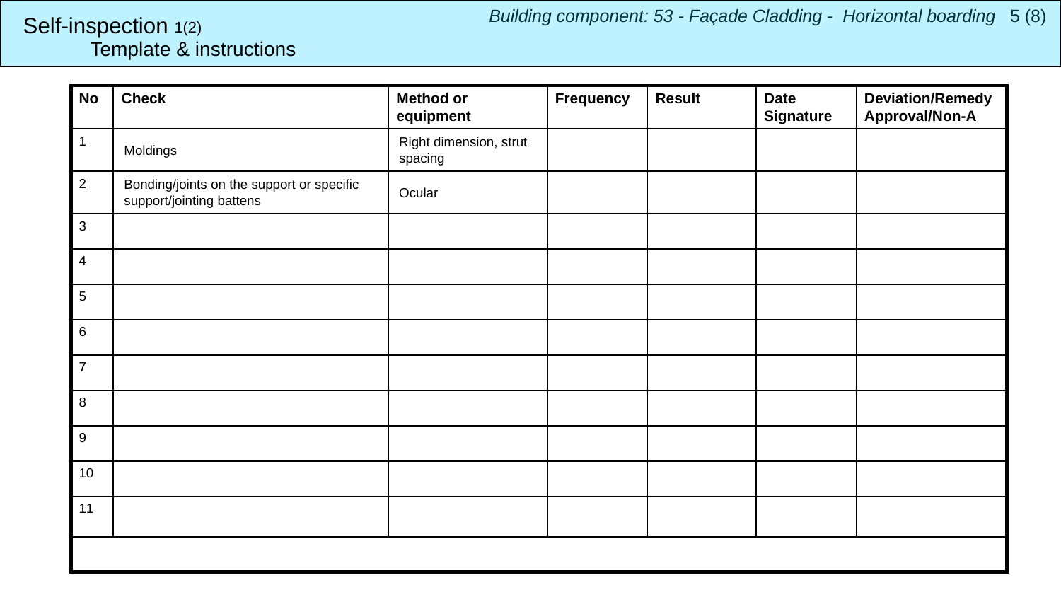# Self-inspection 1(2)

## Template & instructions

*Building component: 53 - Façade Cladding - Horizontal boarding*

| No | Check | Method or equipment | Frequency | Result | Date Signature | Deviation/Remedy Approval/Non-A |
|---|---|---|---|---|---|---|
| 1 | Moldings | Right dimension, strut spacing | | | | |
| 2 | Bonding/joints on the support or specific support/jointing battens | Ocular | | | | |
| 3 | | | | | | |
| 4 | | | | | | |
| 5 | | | | | | |
| 6 | | | | | | |
| 7 | | | | | | |
| 8 | | | | | | |
| 9 | | | | | | |
| 10 | | | | | | |
| 11 | | | | | | |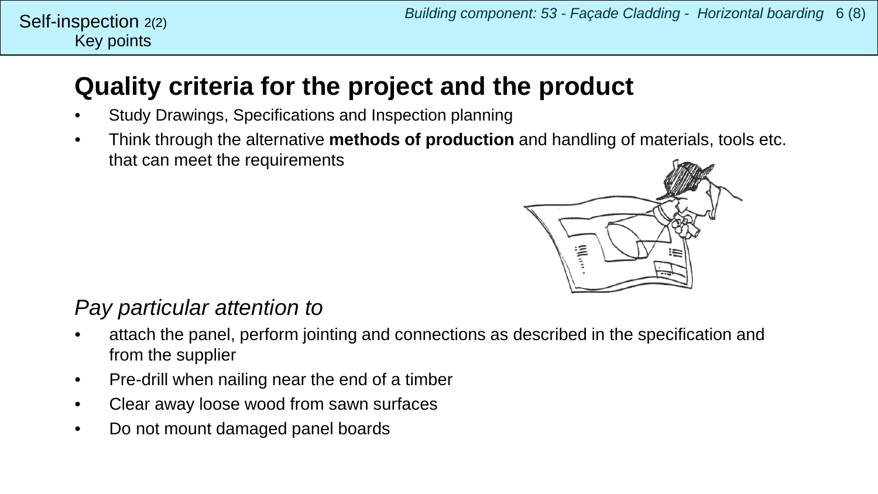Self-inspection 2(2)
Key points

# Quality criteria for the project and the product

- Study Drawings, Specifications and Inspection planning
- Think through the alternative **methods of production** and handling of materials, tools etc. that can meet the requirements

*Pay particular attention to*

- attach the panel, perform jointing and connections as described in the specification and from the supplier
- Pre-drill when nailing near the end of a timber
- Clear away loose wood from sawn surfaces
- Do not mount damaged panel boards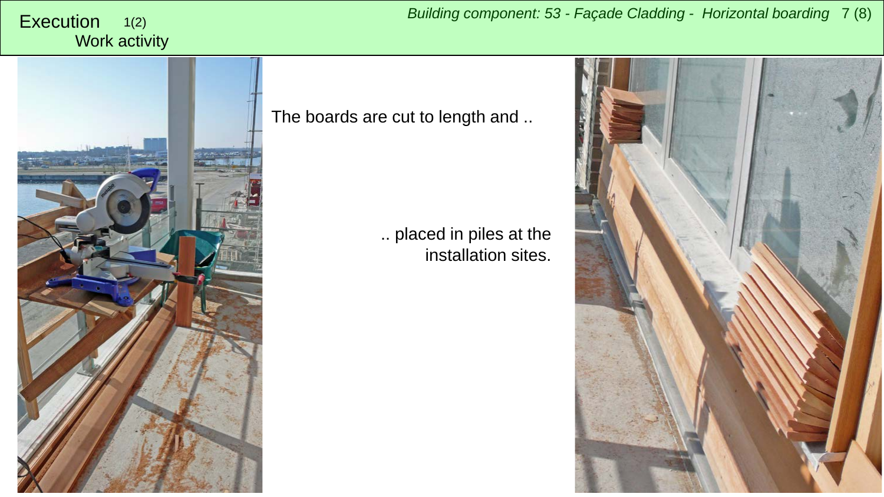# Execution 1(2)

## Work activity

*Building component: 53 - Façade Cladding - Horizontal boarding*

The boards are cut to length and ..

.. placed in piles at the installation sites.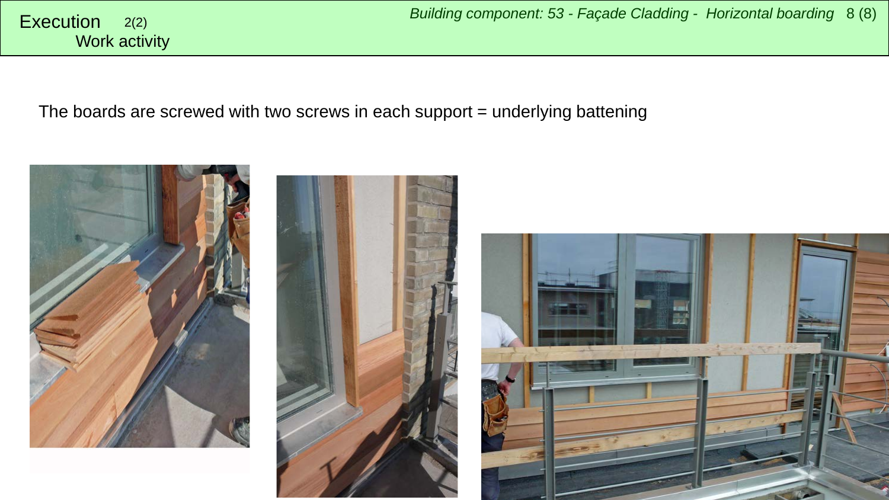# Execution 2(2)

## Work activity

The boards are screwed with two screws in each support = underlying battening